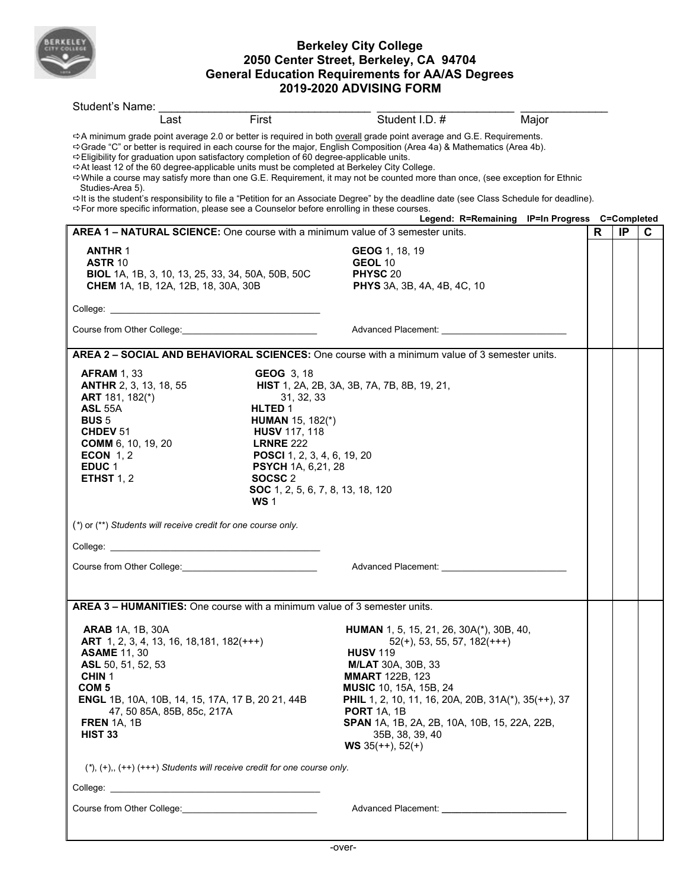# Berkeley City College
## 2050 Center Street, Berkeley, CA 94704
## General Education Requirements for AA/AS Degrees
## 2019-2020 ADVISING FORM

Student's Name: ___________________________________ ______________________ ______________
Last First Student I.D. # Major

- ⇨ A minimum grade point average 2.0 or better is required in both overall grade point average and G.E. Requirements.
- ⇨ Grade "C" or better is required in each course for the major, English Composition (Area 4a) & Mathematics (Area 4b).
- ⇨ Eligibility for graduation upon satisfactory completion of 60 degree-applicable units.
- ⇨ At least 12 of the 60 degree-applicable units must be completed at Berkeley City College.
- ⇨ While a course may satisfy more than one G.E. Requirement, it may not be counted more than once, (see exception for Ethnic Studies-Area 5).
- ⇨ It is the student's responsibility to file a "Petition for an Associate Degree" by the deadline date (see Class Schedule for deadline).
- ⇨ For more specific information, please see a Counselor before enrolling in these courses.

**Legend: R=Remaining IP=In Progress C=Completed**

| Requirement | R | IP | C |
|---|---|---|---|
| **AREA 1 – NATURAL SCIENCE:** One course with a minimum value of 3 semester units.<br><br>**ANTHR** 1<br>**ASTR** 10<br>**BIOL** 1A, 1B, 3, 10, 13, 25, 33, 34, 50A, 50B, 50C<br>**CHEM** 1A, 1B, 12A, 12B, 18, 30A, 30B<br>**GEOG** 1, 18, 19<br>**GEOL** 10<br>**PHYSC** 20<br>**PHYS** 3A, 3B, 4A, 4B, 4C, 10<br><br>College: ______________________<br>Course from Other College: ______________________ Advanced Placement: ______________________ | | | |
| **AREA 2 – SOCIAL AND BEHAVIORAL SCIENCES:** One course with a minimum value of 3 semester units.<br><br>**AFRAM** 1, 33<br>**ANTHR** 2, 3, 13, 18, 55<br>**ART** 181, 182(*)<br>**ASL** 55A<br>**BUS** 5<br>**CHDEV** 51<br>**COMM** 6, 10, 19, 20<br>**ECON** 1, 2<br>**EDUC** 1<br>**ETHST** 1, 2<br>**GEOG** 3, 18<br>**HIST** 1, 2A, 2B, 3A, 3B, 7A, 7B, 8B, 19, 21, 31, 32, 33<br>**HLTED** 1<br>**HUMAN** 15, 182(*)<br>**HUSV** 117, 118<br>**LRNRE** 222<br>**POSCI** 1, 2, 3, 4, 6, 19, 20<br>**PSYCH** 1A, 6,21, 28<br>**SOCSC** 2<br>**SOC** 1, 2, 5, 6, 7, 8, 13, 18, 120<br>**WS** 1<br><br>(*) or (**) *Students will receive credit for one course only.*<br><br>College: ______________________<br>Course from Other College: ______________________ Advanced Placement: ______________________ | | | |
| **AREA 3 – HUMANITIES:** One course with a minimum value of 3 semester units.<br><br>**ARAB** 1A, 1B, 30A<br>**ART** 1, 2, 3, 4, 13, 16, 18,181, 182(+++)<br>**ASAME** 11, 30<br>**ASL** 50, 51, 52, 53<br>**CHIN** 1<br>**COM 5**<br>**ENGL** 1B, 10A, 10B, 14, 15, 17A, 17 B, 20 21, 44B 47, 50 85A, 85B, 85c, 217A<br>**FREN** 1A, 1B<br>**HIST 33**<br>**HUMAN** 1, 5, 15, 21, 26, 30A(*), 30B, 40, 52(+), 53, 55, 57, 182(+++)<br>**HUSV** 119<br>**M/LAT** 30A, 30B, 33<br>**MMART** 122B, 123<br>**MUSIC** 10, 15A, 15B, 24<br>**PHIL** 1, 2, 10, 11, 16, 20A, 20B, 31A(*), 35(++), 37<br>**PORT** 1A, 1B<br>**SPAN** 1A, 1B, 2A, 2B, 10A, 10B, 15, 22A, 22B, 35B, 38, 39, 40<br>**WS** 35(++), 52(+)<br><br>(*), (+),, (++) (+++) *Students will receive credit for one course only.*<br><br>College: ______________________<br>Course from Other College: ______________________ Advanced Placement: ______________________ | | | |

-over-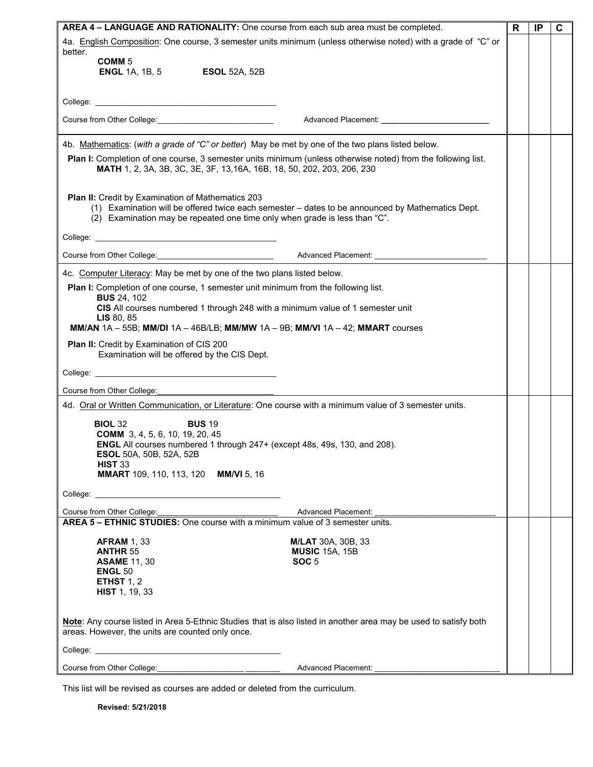| AREA 4 – LANGUAGE AND RATIONALITY: One course from each sub area must be completed. | R | IP | C |
|---|---|---|---|
| 4a. English Composition: One course, 3 semester units minimum (unless otherwise noted) with a grade of "C" or better.<br>**COMM** 5<br>**ENGL** 1A, 1B, 5 **ESOL** 52A, 52B<br><br>College: ______________________<br><br>Course from Other College: ______________ Advanced Placement: ______________ | | | |
| 4b. Mathematics: (*with a grade of "C" or better*) May be met by one of the two plans listed below.<br>**Plan I:** Completion of one course, 3 semester units minimum (unless otherwise noted) from the following list.<br>**MATH** 1, 2, 3A, 3B, 3C, 3E, 3F, 13,16A, 16B, 18, 50, 202, 203, 206, 230<br><br>**Plan II:** Credit by Examination of Mathematics 203<br>(1) Examination will be offered twice each semester – dates to be announced by Mathematics Dept.<br>(2) Examination may be repeated one time only when grade is less than "C".<br><br>College: ______________________<br><br>Course from Other College: ______________ Advanced Placement: ______________ | | | |
| 4c. Computer Literacy: May be met by one of the two plans listed below.<br>**Plan I:** Completion of one course, 1 semester unit minimum from the following list.<br>**BUS** 24, 102<br>**CIS** All courses numbered 1 through 248 with a minimum value of 1 semester unit<br>**LIS** 80, 85<br>**MM/AN** 1A – 55B; **MM/DI** 1A – 46B/LB; **MM/MW** 1A – 9B; **MM/VI** 1A – 42; **MMART** courses<br><br>**Plan II:** Credit by Examination of CIS 200<br>Examination will be offered by the CIS Dept.<br><br>College: ______________________<br><br>Course from Other College: ______________ | | | |
| 4d. Oral or Written Communication, or Literature: One course with a minimum value of 3 semester units.<br><br>**BIOL** 32 **BUS** 19<br>**COMM** 3, 4, 5, 6, 10, 19, 20, 45<br>**ENGL** All courses numbered 1 through 247+ (except 48s, 49s, 130, and 208).<br>**ESOL** 50A, 50B, 52A, 52B<br>**HIST** 33<br>**MMART** 109, 110, 113, 120 **MM/VI** 5, 16<br><br>College: ______________________<br><br>Course from Other College: ______________ Advanced Placement: ______________ | | | |
| **AREA 5 – ETHNIC STUDIES:** One course with a minimum value of 3 semester units.<br><br>**AFRAM** 1, 33<br>**ANTHR** 55<br>**ASAME** 11, 30<br>**ENGL** 50<br>**ETHST** 1, 2<br>**HIST** 1, 19, 33<br>**M/LAT** 30A, 30B, 33<br>**MUSIC** 15A, 15B<br>**SOC** 5<br><br>Note: Any course listed in Area 5-Ethnic Studies that is also listed in another area may be used to satisfy both areas. However, the units are counted only once.<br><br>College: ______________________<br><br>Course from Other College: ______________ Advanced Placement: ______________ | | | |

This list will be revised as courses are added or deleted from the curriculum.

**Revised: 5/21/2018**